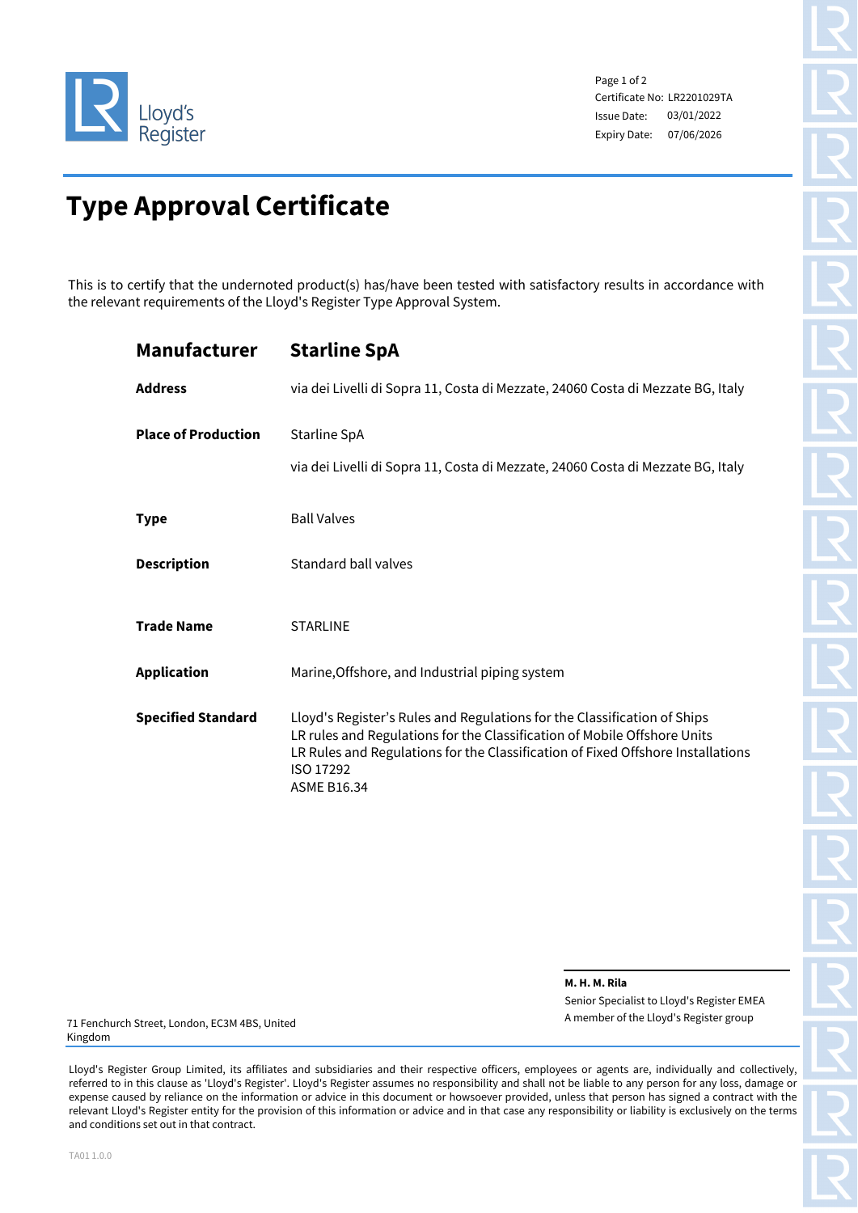Lloyd's Register

Certificate No: LR2201029TA
Issue Date: 03/01/2022
Expiry Date: 07/06/2026

# Type Approval Certificate

This is to certify that the undernoted product(s) has/have been tested with satisfactory results in accordance with the relevant requirements of the Lloyd's Register Type Approval System.

| | |
|---|---|
| **Manufacturer** | **Starline SpA** |
| **Address** | via dei Livelli di Sopra 11, Costa di Mezzate, 24060 Costa di Mezzate BG, Italy |
| **Place of Production** | Starline SpA<br>via dei Livelli di Sopra 11, Costa di Mezzate, 24060 Costa di Mezzate BG, Italy |
| **Type** | Ball Valves |
| **Description** | Standard ball valves |
| **Trade Name** | STARLINE |
| **Application** | Marine,Offshore, and Industrial piping system |
| **Specified Standard** | Lloyd's Register's Rules and Regulations for the Classification of Ships<br>LR rules and Regulations for the Classification of Mobile Offshore Units<br>LR Rules and Regulations for the Classification of Fixed Offshore Installations<br>ISO 17292<br>ASME B16.34 |

**M. H. M. Rila**
Senior Specialist to Lloyd's Register EMEA
A member of the Lloyd's Register group

71 Fenchurch Street, London, EC3M 4BS, United Kingdom

Lloyd's Register Group Limited, its affiliates and subsidiaries and their respective officers, employees or agents are, individually and collectively, referred to in this clause as 'Lloyd's Register'. Lloyd's Register assumes no responsibility and shall not be liable to any person for any loss, damage or expense caused by reliance on the information or advice in this document or howsoever provided, unless that person has signed a contract with the relevant Lloyd's Register entity for the provision of this information or advice and in that case any responsibility or liability is exclusively on the terms and conditions set out in that contract.

TA01 1.0.0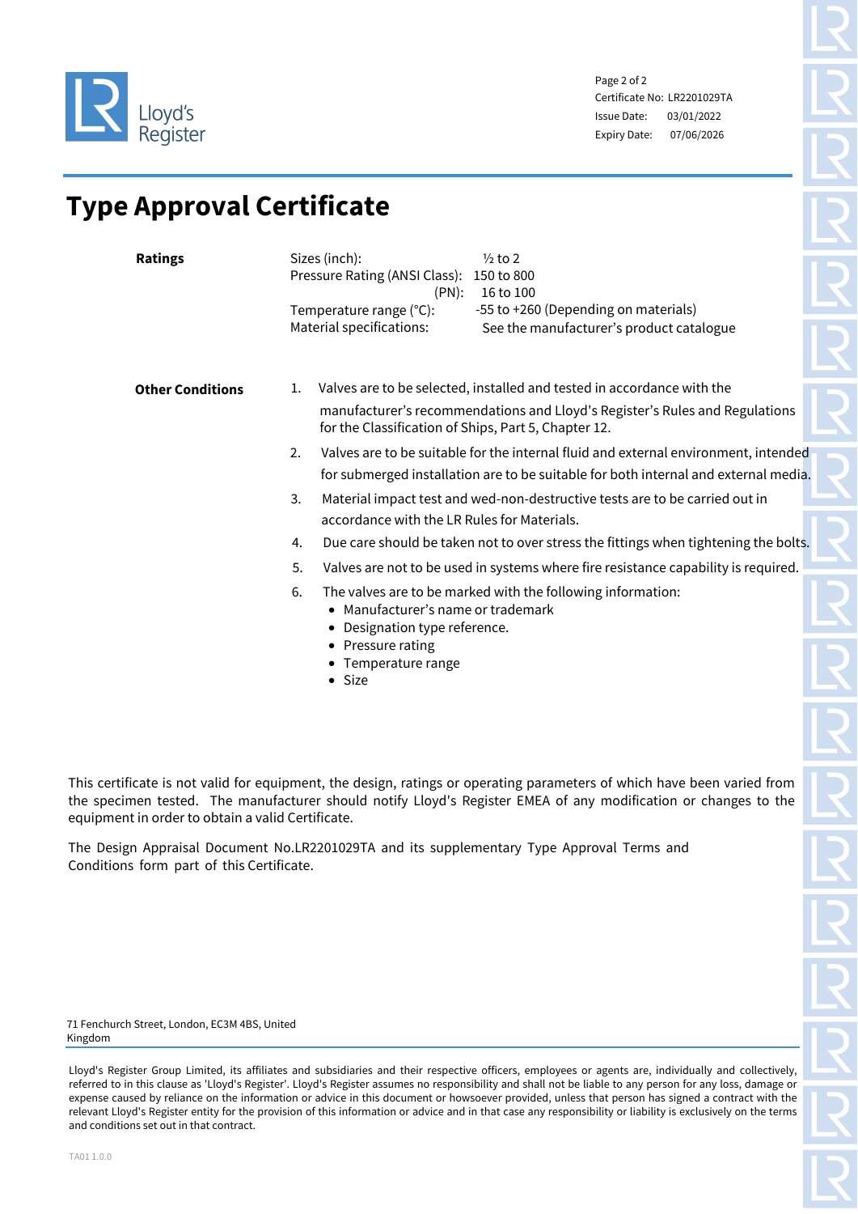Certificate No: LR2201029TA
Issue Date: 03/01/2022
Expiry Date: 07/06/2026

# Type Approval Certificate

**Ratings**

| | |
|---|---|
| Sizes (inch): | ½ to 2 |
| Pressure Rating (ANSI Class): | 150 to 800 |
| (PN): | 16 to 100 |
| Temperature range (°C): | -55 to +260 (Depending on materials) |
| Material specifications: | See the manufacturer's product catalogue |

**Other Conditions**

1. Valves are to be selected, installed and tested in accordance with the manufacturer's recommendations and Lloyd's Register's Rules and Regulations for the Classification of Ships, Part 5, Chapter 12.
2. Valves are to be suitable for the internal fluid and external environment, intended for submerged installation are to be suitable for both internal and external media.
3. Material impact test and wed-non-destructive tests are to be carried out in accordance with the LR Rules for Materials.
4. Due care should be taken not to over stress the fittings when tightening the bolts.
5. Valves are not to be used in systems where fire resistance capability is required.
6. The valves are to be marked with the following information:
   - Manufacturer's name or trademark
   - Designation type reference.
   - Pressure rating
   - Temperature range
   - Size

This certificate is not valid for equipment, the design, ratings or operating parameters of which have been varied from the specimen tested. The manufacturer should notify Lloyd's Register EMEA of any modification or changes to the equipment in order to obtain a valid Certificate.

The Design Appraisal Document No.LR2201029TA and its supplementary Type Approval Terms and Conditions form part of this Certificate.

71 Fenchurch Street, London, EC3M 4BS, United Kingdom

Lloyd's Register Group Limited, its affiliates and subsidiaries and their respective officers, employees or agents are, individually and collectively, referred to in this clause as 'Lloyd's Register'. Lloyd's Register assumes no responsibility and shall not be liable to any person for any loss, damage or expense caused by reliance on the information or advice in this document or howsoever provided, unless that person has signed a contract with the relevant Lloyd's Register entity for the provision of this information or advice and in that case any responsibility or liability is exclusively on the terms and conditions set out in that contract.

TA01 1.0.0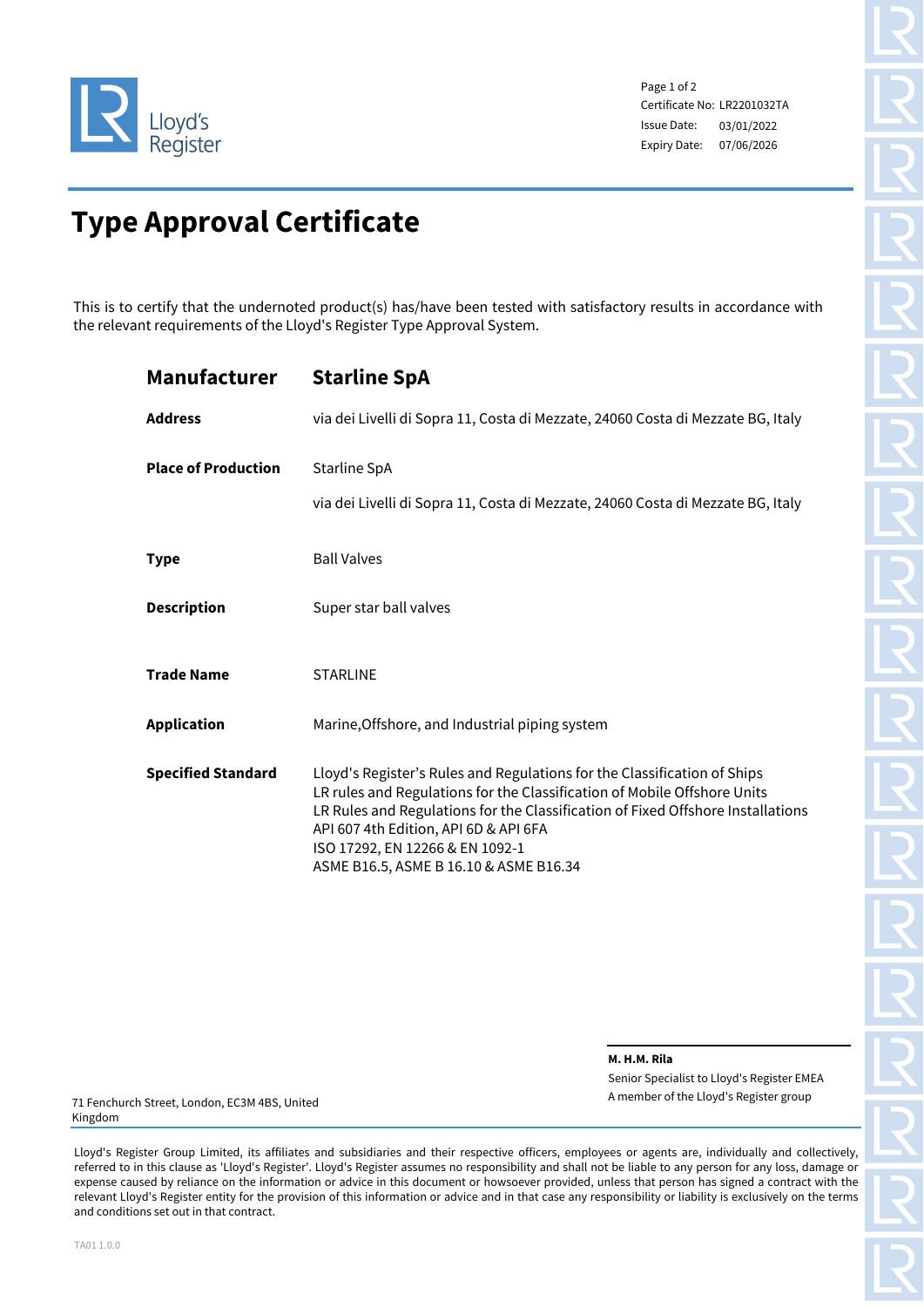Lloyd's Register

Certificate No: LR2201032TA
Issue Date: 03/01/2022
Expiry Date: 07/06/2026

# Type Approval Certificate

This is to certify that the undernoted product(s) has/have been tested with satisfactory results in accordance with the relevant requirements of the Lloyd's Register Type Approval System.

| | |
|---|---|
| **Manufacturer** | **Starline SpA** |
| **Address** | via dei Livelli di Sopra 11, Costa di Mezzate, 24060 Costa di Mezzate BG, Italy |
| **Place of Production** | Starline SpA<br>via dei Livelli di Sopra 11, Costa di Mezzate, 24060 Costa di Mezzate BG, Italy |
| **Type** | Ball Valves |
| **Description** | Super star ball valves |
| **Trade Name** | STARLINE |
| **Application** | Marine,Offshore, and Industrial piping system |
| **Specified Standard** | Lloyd's Register's Rules and Regulations for the Classification of Ships<br>LR rules and Regulations for the Classification of Mobile Offshore Units<br>LR Rules and Regulations for the Classification of Fixed Offshore Installations<br>API 607 4th Edition, API 6D & API 6FA<br>ISO 17292, EN 12266 & EN 1092-1<br>ASME B16.5, ASME B 16.10 & ASME B16.34 |

**M. H.M. Rila**
Senior Specialist to Lloyd's Register EMEA
A member of the Lloyd's Register group

71 Fenchurch Street, London, EC3M 4BS, United Kingdom

Lloyd's Register Group Limited, its affiliates and subsidiaries and their respective officers, employees or agents are, individually and collectively, referred to in this clause as 'Lloyd's Register'. Lloyd's Register assumes no responsibility and shall not be liable to any person for any loss, damage or expense caused by reliance on the information or advice in this document or howsoever provided, unless that person has signed a contract with the relevant Lloyd's Register entity for the provision of this information or advice and in that case any responsibility or liability is exclusively on the terms and conditions set out in that contract.

TA01 1.0.0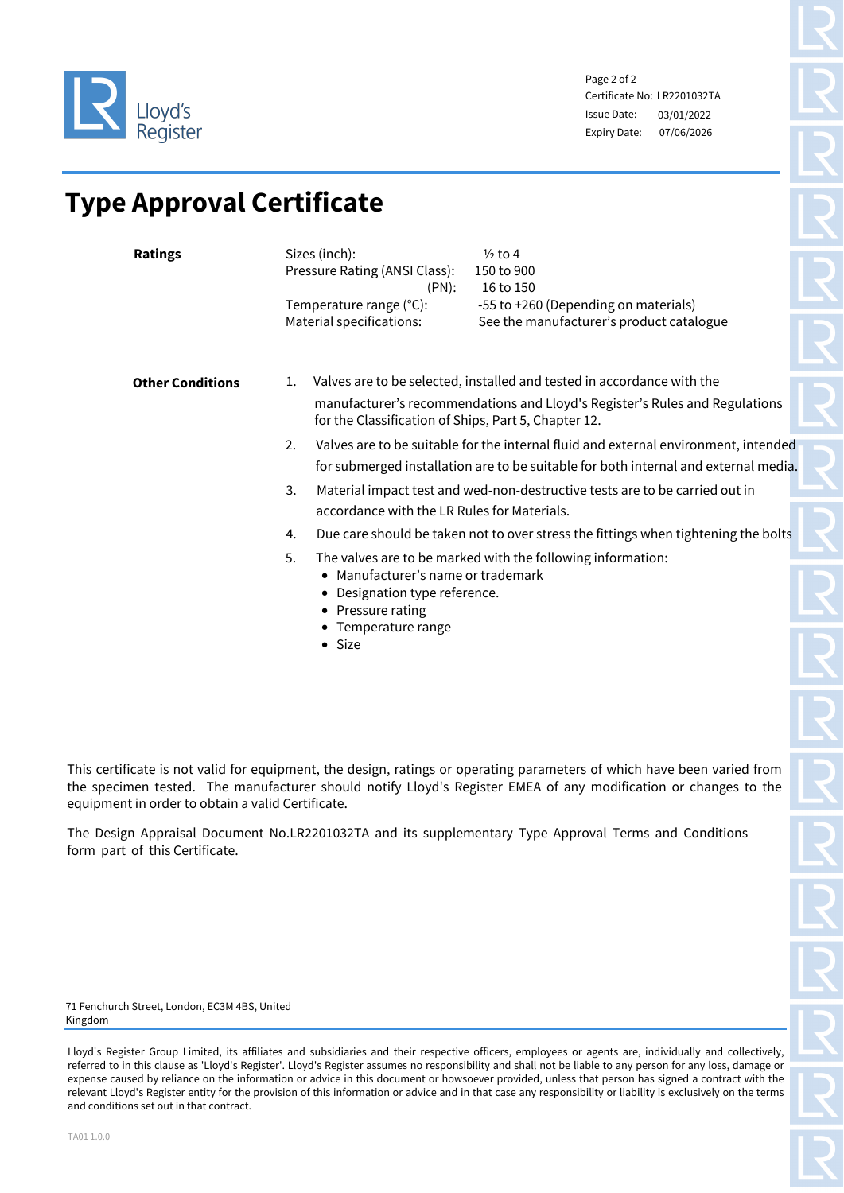Lloyd's Register

Certificate No: LR2201032TA
Issue Date: 03/01/2022
Expiry Date: 07/06/2026

# Type Approval Certificate

**Ratings**

| | |
|---|---|
| Sizes (inch): | ½ to 4 |
| Pressure Rating (ANSI Class): | 150 to 900 |
| (PN): | 16 to 150 |
| Temperature range (°C): | -55 to +260 (Depending on materials) |
| Material specifications: | See the manufacturer's product catalogue |

**Other Conditions**

1. Valves are to be selected, installed and tested in accordance with the manufacturer's recommendations and Lloyd's Register's Rules and Regulations for the Classification of Ships, Part 5, Chapter 12.
2. Valves are to be suitable for the internal fluid and external environment, intended for submerged installation are to be suitable for both internal and external media.
3. Material impact test and wed-non-destructive tests are to be carried out in accordance with the LR Rules for Materials.
4. Due care should be taken not to over stress the fittings when tightening the bolts
5. The valves are to be marked with the following information:
   - Manufacturer's name or trademark
   - Designation type reference.
   - Pressure rating
   - Temperature range
   - Size

This certificate is not valid for equipment, the design, ratings or operating parameters of which have been varied from the specimen tested. The manufacturer should notify Lloyd's Register EMEA of any modification or changes to the equipment in order to obtain a valid Certificate.

The Design Appraisal Document No.LR2201032TA and its supplementary Type Approval Terms and Conditions form part of this Certificate.

71 Fenchurch Street, London, EC3M 4BS, United Kingdom

Lloyd's Register Group Limited, its affiliates and subsidiaries and their respective officers, employees or agents are, individually and collectively, referred to in this clause as 'Lloyd's Register'. Lloyd's Register assumes no responsibility and shall not be liable to any person for any loss, damage or expense caused by reliance on the information or advice in this document or howsoever provided, unless that person has signed a contract with the relevant Lloyd's Register entity for the provision of this information or advice and in that case any responsibility or liability is exclusively on the terms and conditions set out in that contract.

TA01 1.0.0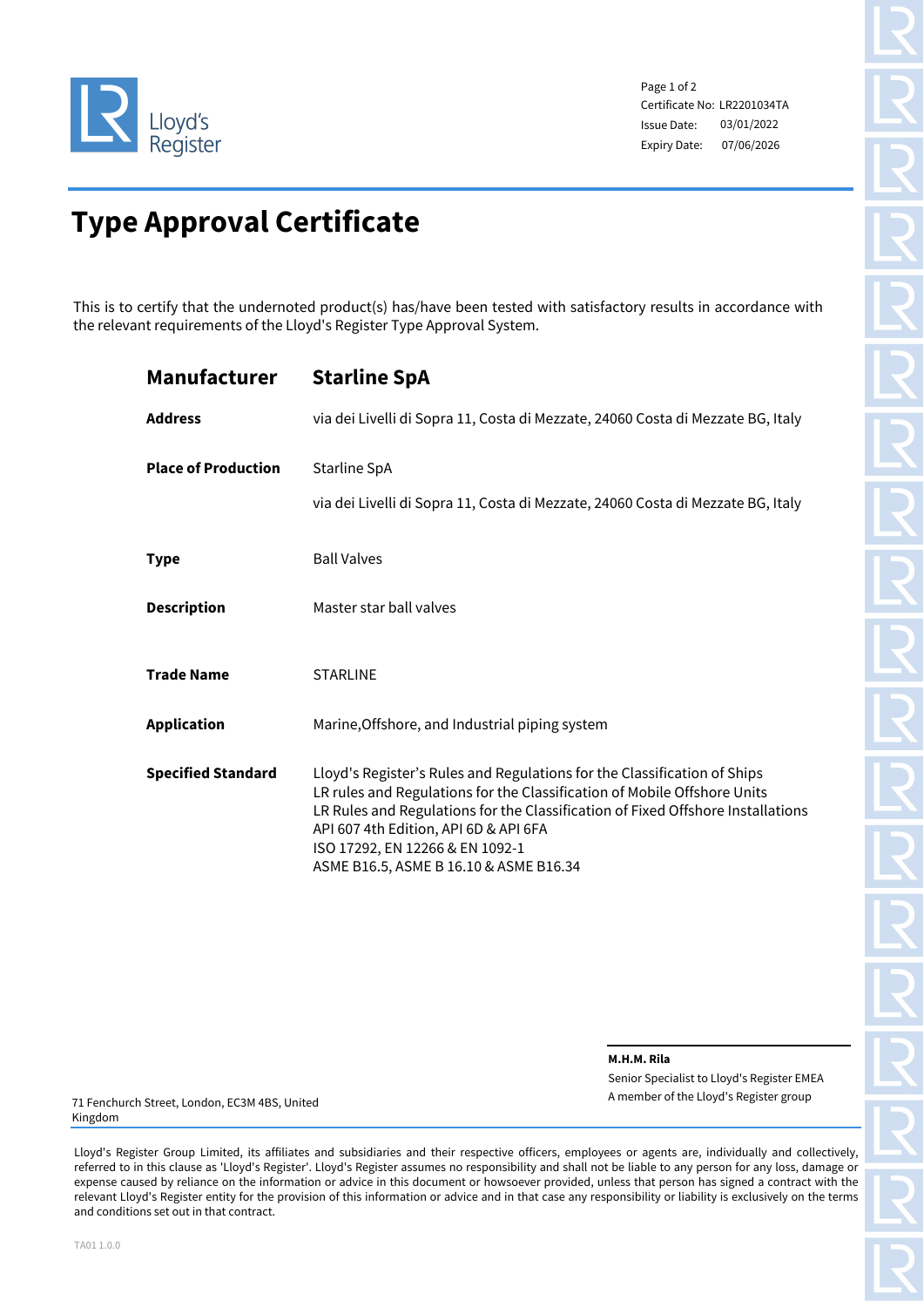Lloyd's Register

Certificate No: LR2201034TA
Issue Date: 03/01/2022
Expiry Date: 07/06/2026

# Type Approval Certificate

This is to certify that the undernoted product(s) has/have been tested with satisfactory results in accordance with the relevant requirements of the Lloyd's Register Type Approval System.

| | |
|---|---|
| **Manufacturer** | **Starline SpA** |
| **Address** | via dei Livelli di Sopra 11, Costa di Mezzate, 24060 Costa di Mezzate BG, Italy |
| **Place of Production** | Starline SpA<br>via dei Livelli di Sopra 11, Costa di Mezzate, 24060 Costa di Mezzate BG, Italy |
| **Type** | Ball Valves |
| **Description** | Master star ball valves |
| **Trade Name** | STARLINE |
| **Application** | Marine,Offshore, and Industrial piping system |
| **Specified Standard** | Lloyd's Register's Rules and Regulations for the Classification of Ships<br>LR rules and Regulations for the Classification of Mobile Offshore Units<br>LR Rules and Regulations for the Classification of Fixed Offshore Installations<br>API 607 4th Edition, API 6D & API 6FA<br>ISO 17292, EN 12266 & EN 1092-1<br>ASME B16.5, ASME B 16.10 & ASME B16.34 |

**M.H.M. Rila**
Senior Specialist to Lloyd's Register EMEA
A member of the Lloyd's Register group

71 Fenchurch Street, London, EC3M 4BS, United Kingdom

Lloyd's Register Group Limited, its affiliates and subsidiaries and their respective officers, employees or agents are, individually and collectively, referred to in this clause as 'Lloyd's Register'. Lloyd's Register assumes no responsibility and shall not be liable to any person for any loss, damage or expense caused by reliance on the information or advice in this document or howsoever provided, unless that person has signed a contract with the relevant Lloyd's Register entity for the provision of this information or advice and in that case any responsibility or liability is exclusively on the terms and conditions set out in that contract.

TA01 1.0.0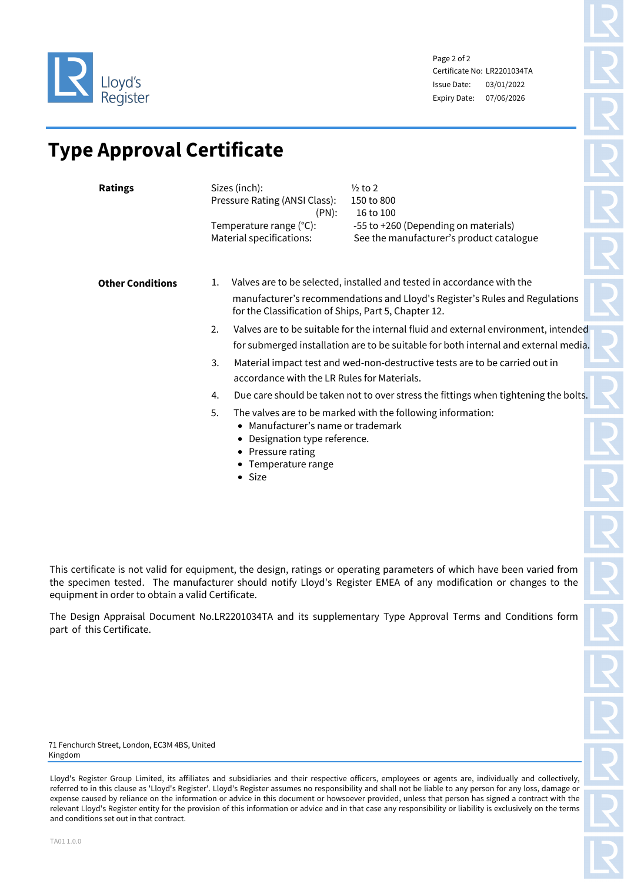Certificate No: LR2201034TA
Issue Date: 03/01/2022
Expiry Date: 07/06/2026

# Type Approval Certificate

**Ratings**

| | |
|---|---|
| Sizes (inch): | ½ to 2 |
| Pressure Rating (ANSI Class): | 150 to 800 |
| (PN): | 16 to 100 |
| Temperature range (°C): | -55 to +260 (Depending on materials) |
| Material specifications: | See the manufacturer's product catalogue |

**Other Conditions**

1. Valves are to be selected, installed and tested in accordance with the manufacturer's recommendations and Lloyd's Register's Rules and Regulations for the Classification of Ships, Part 5, Chapter 12.
2. Valves are to be suitable for the internal fluid and external environment, intended for submerged installation are to be suitable for both internal and external media.
3. Material impact test and wed-non-destructive tests are to be carried out in accordance with the LR Rules for Materials.
4. Due care should be taken not to over stress the fittings when tightening the bolts.
5. The valves are to be marked with the following information:
   - Manufacturer's name or trademark
   - Designation type reference.
   - Pressure rating
   - Temperature range
   - Size

This certificate is not valid for equipment, the design, ratings or operating parameters of which have been varied from the specimen tested. The manufacturer should notify Lloyd's Register EMEA of any modification or changes to the equipment in order to obtain a valid Certificate.

The Design Appraisal Document No.LR2201034TA and its supplementary Type Approval Terms and Conditions form part of this Certificate.

71 Fenchurch Street, London, EC3M 4BS, United Kingdom

Lloyd's Register Group Limited, its affiliates and subsidiaries and their respective officers, employees or agents are, individually and collectively, referred to in this clause as 'Lloyd's Register'. Lloyd's Register assumes no responsibility and shall not be liable to any person for any loss, damage or expense caused by reliance on the information or advice in this document or howsoever provided, unless that person has signed a contract with the relevant Lloyd's Register entity for the provision of this information or advice and in that case any responsibility or liability is exclusively on the terms and conditions set out in that contract.

TA01 1.0.0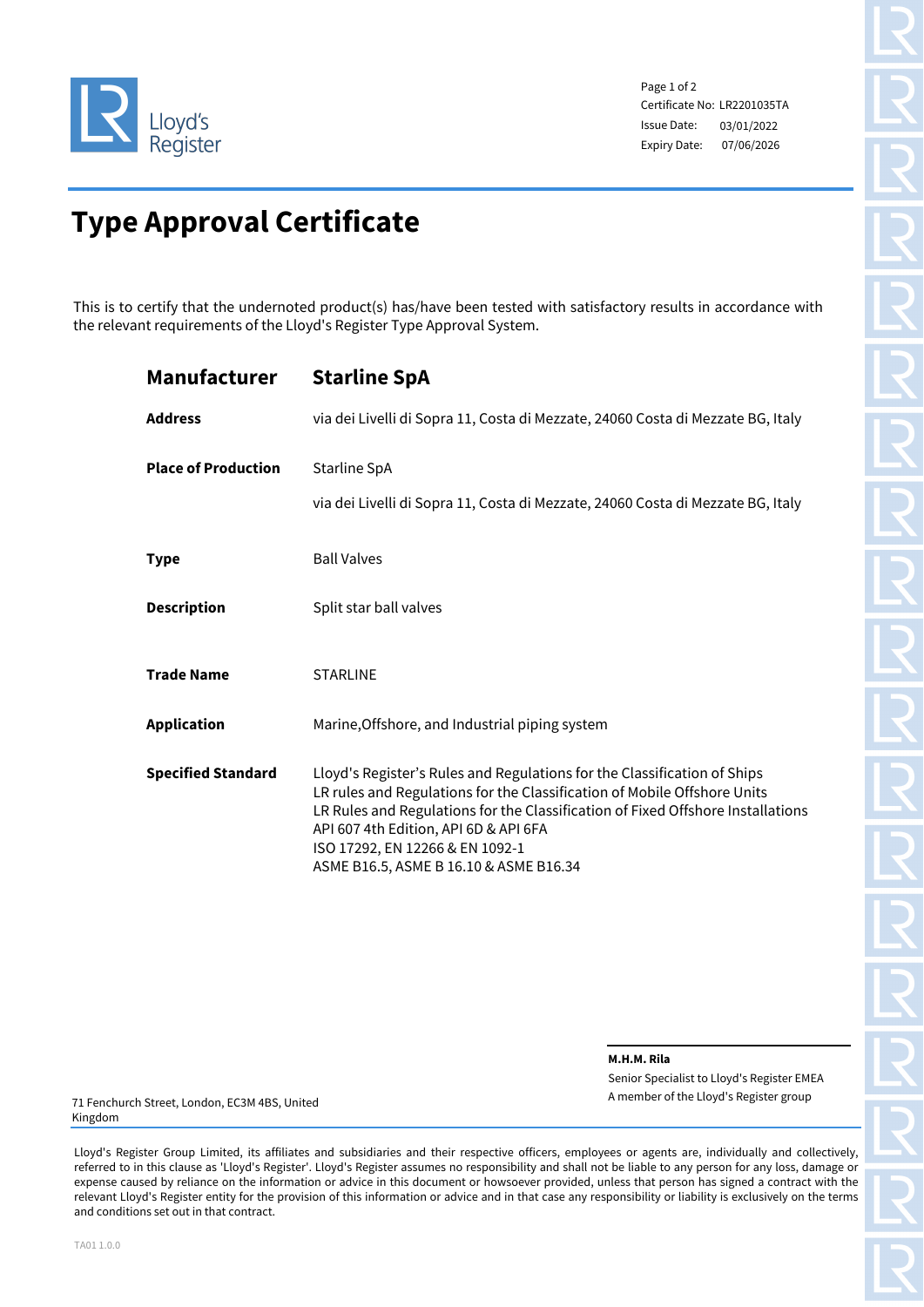Lloyd's Register

Certificate No: LR2201035TA
Issue Date: 03/01/2022
Expiry Date: 07/06/2026

# Type Approval Certificate

This is to certify that the undernoted product(s) has/have been tested with satisfactory results in accordance with the relevant requirements of the Lloyd's Register Type Approval System.

| | |
|---|---|
| **Manufacturer** | **Starline SpA** |
| **Address** | via dei Livelli di Sopra 11, Costa di Mezzate, 24060 Costa di Mezzate BG, Italy |
| **Place of Production** | Starline SpA<br>via dei Livelli di Sopra 11, Costa di Mezzate, 24060 Costa di Mezzate BG, Italy |
| **Type** | Ball Valves |
| **Description** | Split star ball valves |
| **Trade Name** | STARLINE |
| **Application** | Marine,Offshore, and Industrial piping system |
| **Specified Standard** | Lloyd's Register's Rules and Regulations for the Classification of Ships<br>LR rules and Regulations for the Classification of Mobile Offshore Units<br>LR Rules and Regulations for the Classification of Fixed Offshore Installations<br>API 607 4th Edition, API 6D & API 6FA<br>ISO 17292, EN 12266 & EN 1092-1<br>ASME B16.5, ASME B 16.10 & ASME B16.34 |

**M.H.M. Rila**
Senior Specialist to Lloyd's Register EMEA
A member of the Lloyd's Register group

71 Fenchurch Street, London, EC3M 4BS, United Kingdom

Lloyd's Register Group Limited, its affiliates and subsidiaries and their respective officers, employees or agents are, individually and collectively, referred to in this clause as 'Lloyd's Register'. Lloyd's Register assumes no responsibility and shall not be liable to any person for any loss, damage or expense caused by reliance on the information or advice in this document or howsoever provided, unless that person has signed a contract with the relevant Lloyd's Register entity for the provision of this information or advice and in that case any responsibility or liability is exclusively on the terms and conditions set out in that contract.

TA01 1.0.0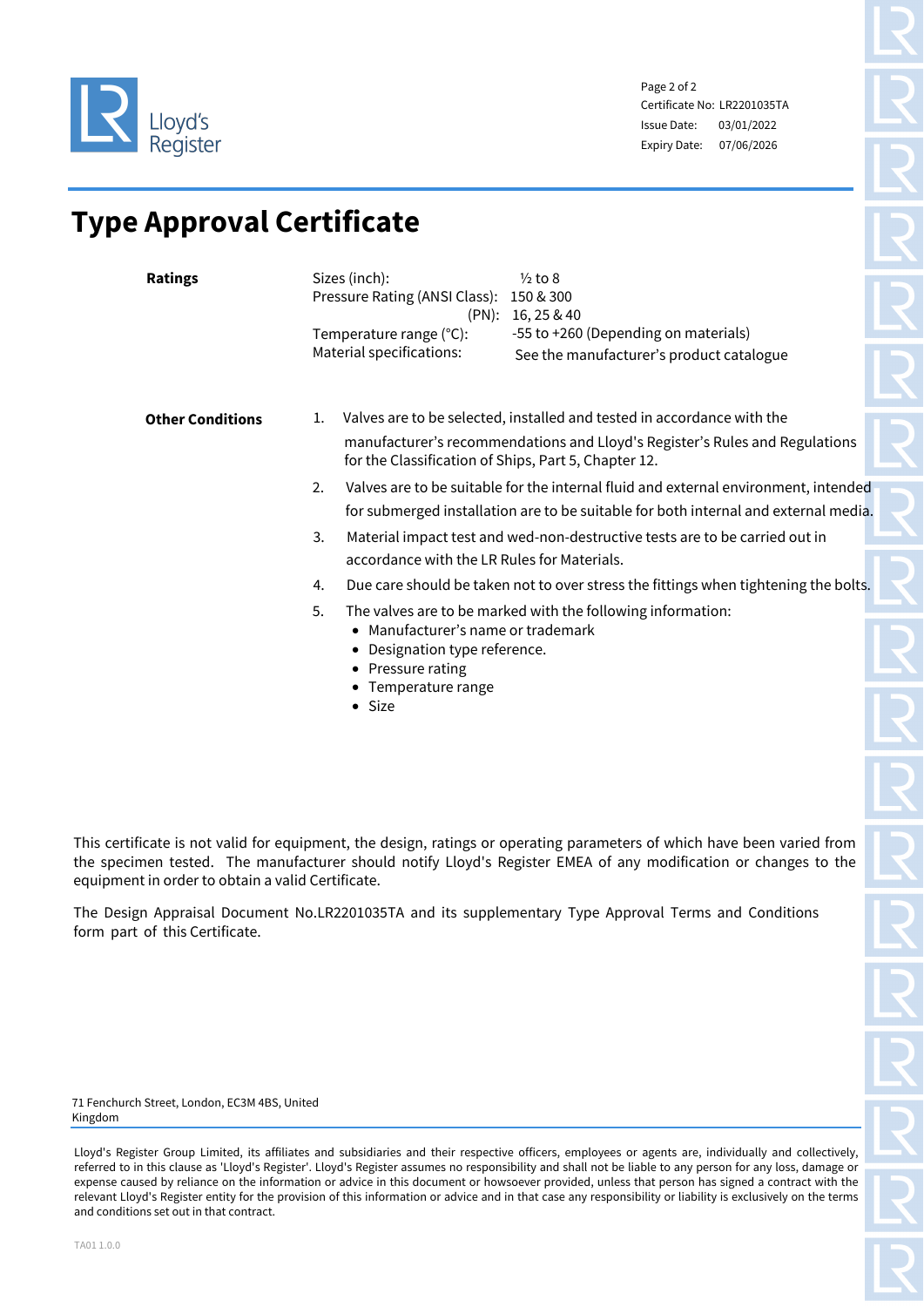Lloyd's Register

Certificate No: LR2201035TA
Issue Date: 03/01/2022
Expiry Date: 07/06/2026

# Type Approval Certificate

**Ratings**

| | |
|---|---|
| Sizes (inch): | ½ to 8 |
| Pressure Rating (ANSI Class): | 150 & 300 |
| (PN): | 16, 25 & 40 |
| Temperature range (°C): | -55 to +260 (Depending on materials) |
| Material specifications: | See the manufacturer's product catalogue |

**Other Conditions**

1. Valves are to be selected, installed and tested in accordance with the manufacturer's recommendations and Lloyd's Register's Rules and Regulations for the Classification of Ships, Part 5, Chapter 12.
2. Valves are to be suitable for the internal fluid and external environment, intended for submerged installation are to be suitable for both internal and external media.
3. Material impact test and wed-non-destructive tests are to be carried out in accordance with the LR Rules for Materials.
4. Due care should be taken not to over stress the fittings when tightening the bolts.
5. The valves are to be marked with the following information:
   - Manufacturer's name or trademark
   - Designation type reference.
   - Pressure rating
   - Temperature range
   - Size

This certificate is not valid for equipment, the design, ratings or operating parameters of which have been varied from the specimen tested. The manufacturer should notify Lloyd's Register EMEA of any modification or changes to the equipment in order to obtain a valid Certificate.

The Design Appraisal Document No.LR2201035TA and its supplementary Type Approval Terms and Conditions form part of this Certificate.

71 Fenchurch Street, London, EC3M 4BS, United Kingdom

Lloyd's Register Group Limited, its affiliates and subsidiaries and their respective officers, employees or agents are, individually and collectively, referred to in this clause as 'Lloyd's Register'. Lloyd's Register assumes no responsibility and shall not be liable to any person for any loss, damage or expense caused by reliance on the information or advice in this document or howsoever provided, unless that person has signed a contract with the relevant Lloyd's Register entity for the provision of this information or advice and in that case any responsibility or liability is exclusively on the terms and conditions set out in that contract.

TA01 1.0.0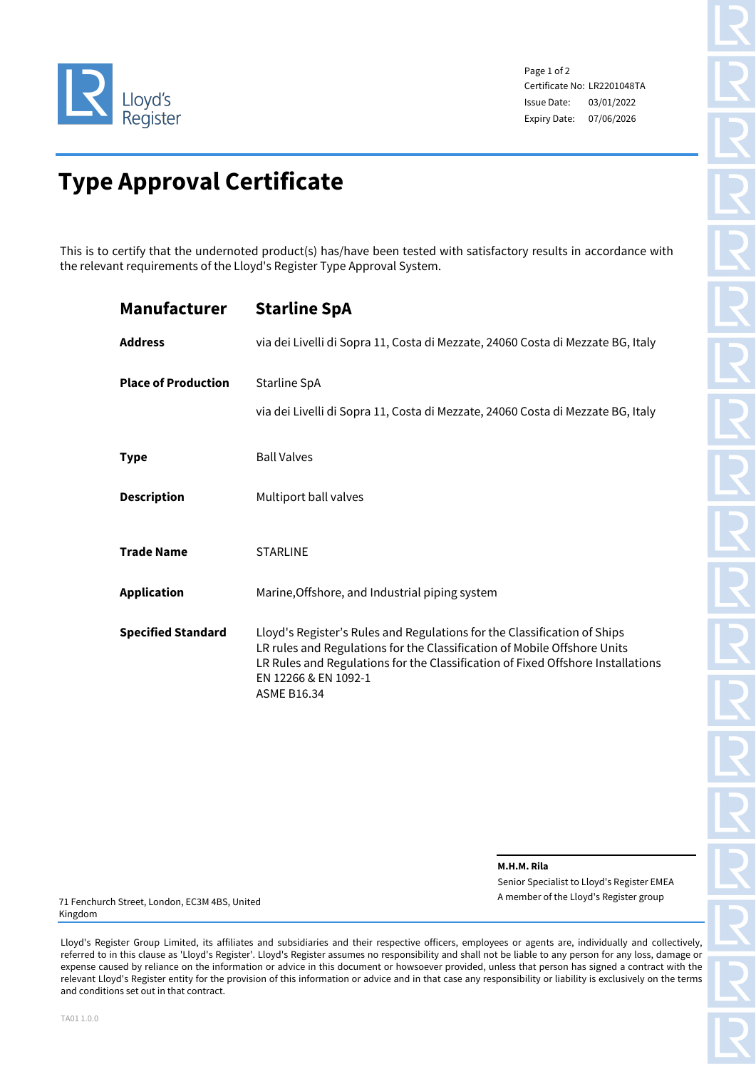Lloyd's Register

Certificate No: LR2201048TA
Issue Date: 03/01/2022
Expiry Date: 07/06/2026

# Type Approval Certificate

This is to certify that the undernoted product(s) has/have been tested with satisfactory results in accordance with the relevant requirements of the Lloyd's Register Type Approval System.

| | |
|---|---|
| **Manufacturer** | **Starline SpA** |
| **Address** | via dei Livelli di Sopra 11, Costa di Mezzate, 24060 Costa di Mezzate BG, Italy |
| **Place of Production** | Starline SpA<br>via dei Livelli di Sopra 11, Costa di Mezzate, 24060 Costa di Mezzate BG, Italy |
| **Type** | Ball Valves |
| **Description** | Multiport ball valves |
| **Trade Name** | STARLINE |
| **Application** | Marine,Offshore, and Industrial piping system |
| **Specified Standard** | Lloyd's Register's Rules and Regulations for the Classification of Ships<br>LR rules and Regulations for the Classification of Mobile Offshore Units<br>LR Rules and Regulations for the Classification of Fixed Offshore Installations<br>EN 12266 & EN 1092-1<br>ASME B16.34 |

**M.H.M. Rila**
Senior Specialist to Lloyd's Register EMEA
A member of the Lloyd's Register group

71 Fenchurch Street, London, EC3M 4BS, United Kingdom

Lloyd's Register Group Limited, its affiliates and subsidiaries and their respective officers, employees or agents are, individually and collectively, referred to in this clause as 'Lloyd's Register'. Lloyd's Register assumes no responsibility and shall not be liable to any person for any loss, damage or expense caused by reliance on the information or advice in this document or howsoever provided, unless that person has signed a contract with the relevant Lloyd's Register entity for the provision of this information or advice and in that case any responsibility or liability is exclusively on the terms and conditions set out in that contract.

TA01 1.0.0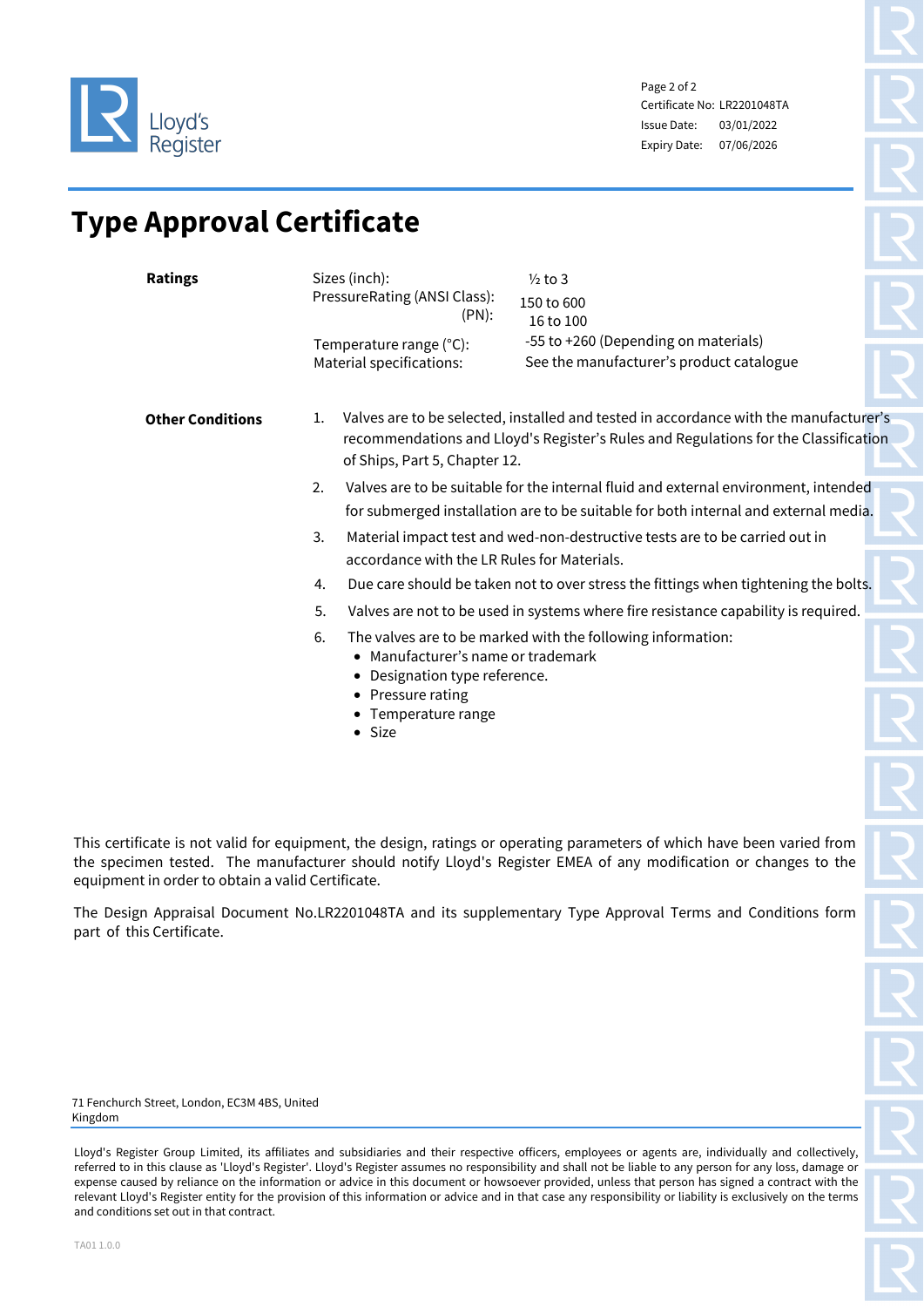Certificate No: LR2201048TA
Issue Date: 03/01/2022
Expiry Date: 07/06/2026

# Type Approval Certificate

| | | |
|---|---|---|
| **Ratings** | Sizes (inch): | ½ to 3 |
| | PressureRating (ANSI Class): | 150 to 600 |
| | (PN): | 16 to 100 |
| | Temperature range (°C): | -55 to +260 (Depending on materials) |
| | Material specifications: | See the manufacturer's product catalogue |

**Other Conditions**

1. Valves are to be selected, installed and tested in accordance with the manufacturer's recommendations and Lloyd's Register's Rules and Regulations for the Classification of Ships, Part 5, Chapter 12.
2. Valves are to be suitable for the internal fluid and external environment, intended for submerged installation are to be suitable for both internal and external media.
3. Material impact test and wed-non-destructive tests are to be carried out in accordance with the LR Rules for Materials.
4. Due care should be taken not to over stress the fittings when tightening the bolts.
5. Valves are not to be used in systems where fire resistance capability is required.
6. The valves are to be marked with the following information:
   - Manufacturer's name or trademark
   - Designation type reference.
   - Pressure rating
   - Temperature range
   - Size

This certificate is not valid for equipment, the design, ratings or operating parameters of which have been varied from the specimen tested. The manufacturer should notify Lloyd's Register EMEA of any modification or changes to the equipment in order to obtain a valid Certificate.

The Design Appraisal Document No.LR2201048TA and its supplementary Type Approval Terms and Conditions form part of this Certificate.

71 Fenchurch Street, London, EC3M 4BS, United Kingdom

Lloyd's Register Group Limited, its affiliates and subsidiaries and their respective officers, employees or agents are, individually and collectively, referred to in this clause as 'Lloyd's Register'. Lloyd's Register assumes no responsibility and shall not be liable to any person for any loss, damage or expense caused by reliance on the information or advice in this document or howsoever provided, unless that person has signed a contract with the relevant Lloyd's Register entity for the provision of this information or advice and in that case any responsibility or liability is exclusively on the terms and conditions set out in that contract.

TA01 1.0.0